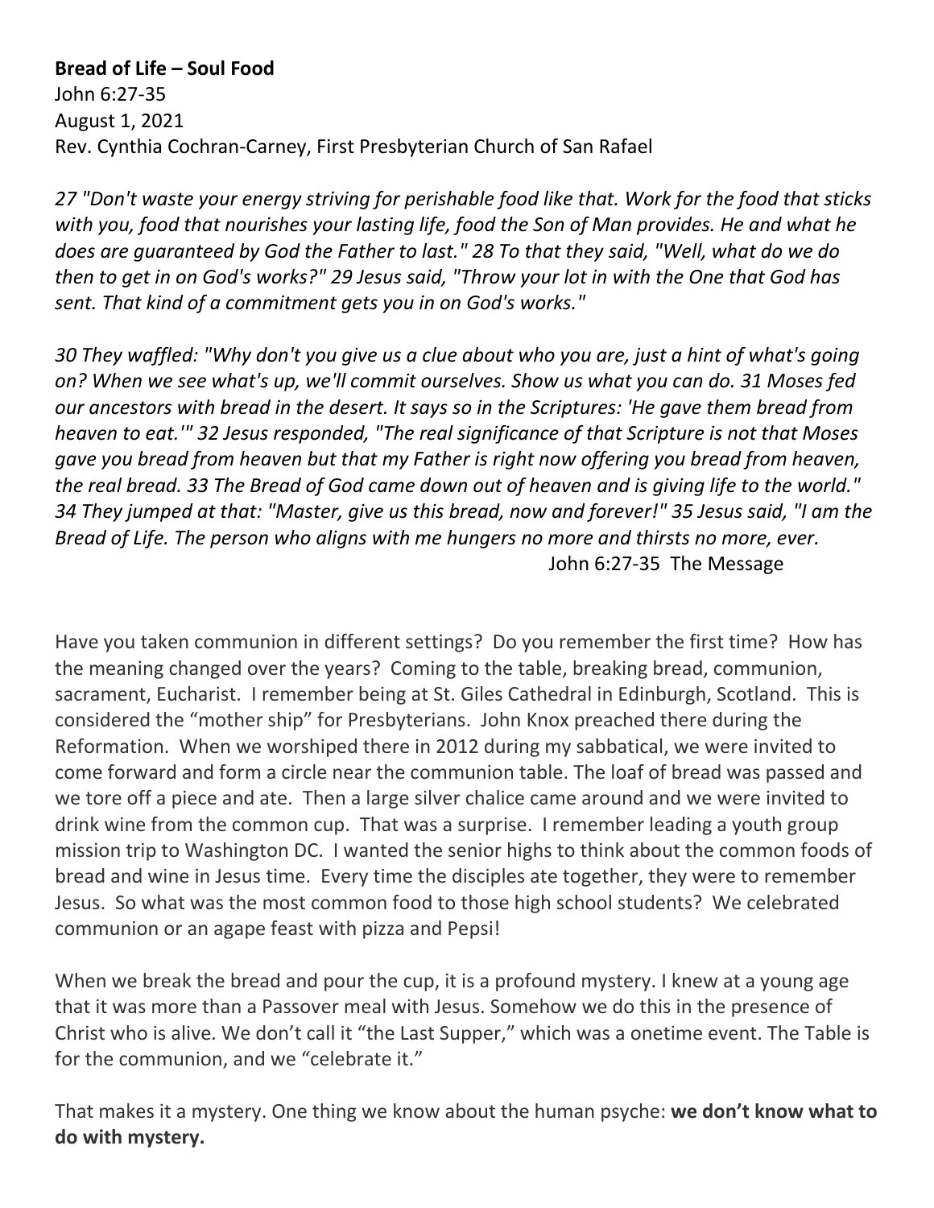**Bread of Life – Soul Food**
John 6:27-35
August 1, 2021
Rev. Cynthia Cochran-Carney, First Presbyterian Church of San Rafael

*27 "Don't waste your energy striving for perishable food like that. Work for the food that sticks with you, food that nourishes your lasting life, food the Son of Man provides. He and what he does are guaranteed by God the Father to last." 28 To that they said, "Well, what do we do then to get in on God's works?" 29 Jesus said, "Throw your lot in with the One that God has sent. That kind of a commitment gets you in on God's works."*

*30 They waffled: "Why don't you give us a clue about who you are, just a hint of what's going on? When we see what's up, we'll commit ourselves. Show us what you can do. 31 Moses fed our ancestors with bread in the desert. It says so in the Scriptures: 'He gave them bread from heaven to eat.'" 32 Jesus responded, "The real significance of that Scripture is not that Moses gave you bread from heaven but that my Father is right now offering you bread from heaven, the real bread. 33 The Bread of God came down out of heaven and is giving life to the world." 34 They jumped at that: "Master, give us this bread, now and forever!" 35 Jesus said, "I am the Bread of Life. The person who aligns with me hungers no more and thirsts no more, ever.*

John 6:27-35 The Message

Have you taken communion in different settings? Do you remember the first time? How has the meaning changed over the years? Coming to the table, breaking bread, communion, sacrament, Eucharist. I remember being at St. Giles Cathedral in Edinburgh, Scotland. This is considered the "mother ship" for Presbyterians. John Knox preached there during the Reformation. When we worshiped there in 2012 during my sabbatical, we were invited to come forward and form a circle near the communion table. The loaf of bread was passed and we tore off a piece and ate. Then a large silver chalice came around and we were invited to drink wine from the common cup. That was a surprise. I remember leading a youth group mission trip to Washington DC. I wanted the senior highs to think about the common foods of bread and wine in Jesus time. Every time the disciples ate together, they were to remember Jesus. So what was the most common food to those high school students? We celebrated communion or an agape feast with pizza and Pepsi!

When we break the bread and pour the cup, it is a profound mystery. I knew at a young age that it was more than a Passover meal with Jesus. Somehow we do this in the presence of Christ who is alive. We don't call it "the Last Supper," which was a onetime event. The Table is for the communion, and we "celebrate it."

That makes it a mystery. One thing we know about the human psyche: **we don't know what to do with mystery.**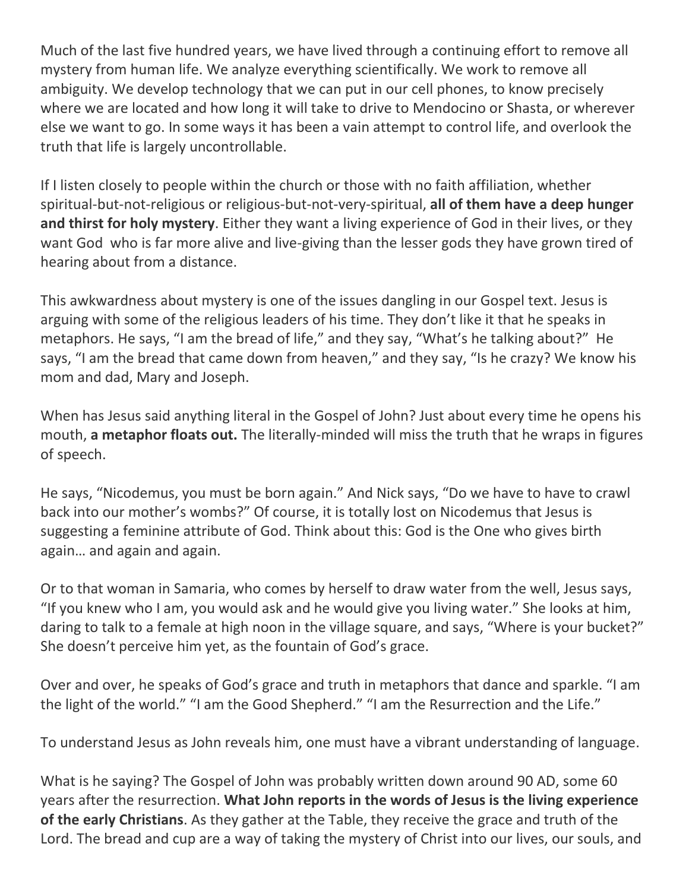Much of the last five hundred years, we have lived through a continuing effort to remove all mystery from human life. We analyze everything scientifically. We work to remove all ambiguity. We develop technology that we can put in our cell phones, to know precisely where we are located and how long it will take to drive to Mendocino or Shasta, or wherever else we want to go. In some ways it has been a vain attempt to control life, and overlook the truth that life is largely uncontrollable.

If I listen closely to people within the church or those with no faith affiliation, whether spiritual-but-not-religious or religious-but-not-very-spiritual, **all of them have a deep hunger and thirst for holy mystery**. Either they want a living experience of God in their lives, or they want God who is far more alive and live-giving than the lesser gods they have grown tired of hearing about from a distance.

This awkwardness about mystery is one of the issues dangling in our Gospel text. Jesus is arguing with some of the religious leaders of his time. They don't like it that he speaks in metaphors. He says, "I am the bread of life," and they say, "What's he talking about?" He says, "I am the bread that came down from heaven," and they say, "Is he crazy? We know his mom and dad, Mary and Joseph.

When has Jesus said anything literal in the Gospel of John? Just about every time he opens his mouth, **a metaphor floats out.** The literally-minded will miss the truth that he wraps in figures of speech.

He says, "Nicodemus, you must be born again." And Nick says, "Do we have to have to crawl back into our mother's wombs?" Of course, it is totally lost on Nicodemus that Jesus is suggesting a feminine attribute of God. Think about this: God is the One who gives birth again… and again and again.

Or to that woman in Samaria, who comes by herself to draw water from the well, Jesus says, "If you knew who I am, you would ask and he would give you living water." She looks at him, daring to talk to a female at high noon in the village square, and says, "Where is your bucket?" She doesn't perceive him yet, as the fountain of God's grace.

Over and over, he speaks of God's grace and truth in metaphors that dance and sparkle. "I am the light of the world." "I am the Good Shepherd." "I am the Resurrection and the Life."

To understand Jesus as John reveals him, one must have a vibrant understanding of language.

What is he saying? The Gospel of John was probably written down around 90 AD, some 60 years after the resurrection. **What John reports in the words of Jesus is the living experience of the early Christians**. As they gather at the Table, they receive the grace and truth of the Lord. The bread and cup are a way of taking the mystery of Christ into our lives, our souls, and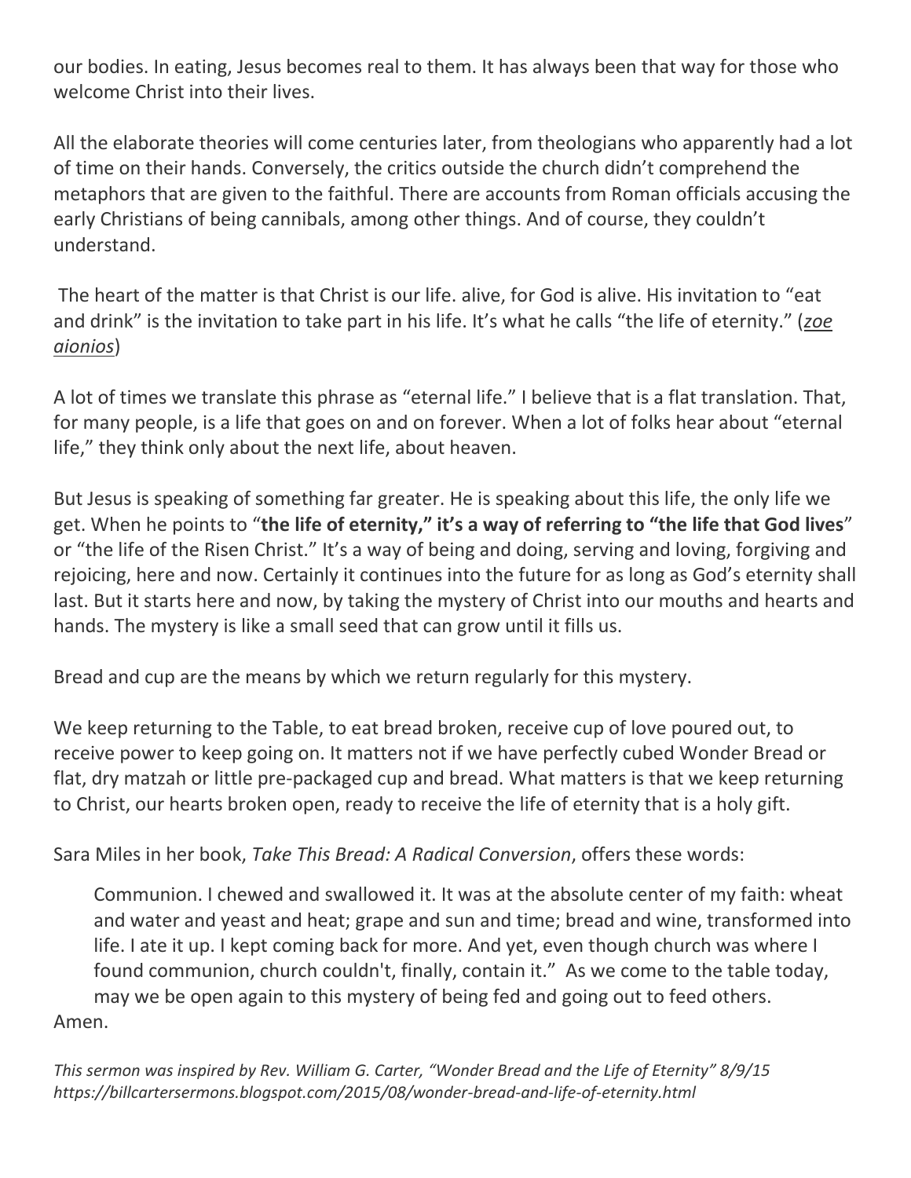our bodies. In eating, Jesus becomes real to them. It has always been that way for those who welcome Christ into their lives.

All the elaborate theories will come centuries later, from theologians who apparently had a lot of time on their hands. Conversely, the critics outside the church didn't comprehend the metaphors that are given to the faithful. There are accounts from Roman officials accusing the early Christians of being cannibals, among other things. And of course, they couldn't understand.

The heart of the matter is that Christ is our life. alive, for God is alive. His invitation to "eat and drink" is the invitation to take part in his life. It's what he calls "the life of eternity." (*zoe aionios*)

A lot of times we translate this phrase as "eternal life." I believe that is a flat translation. That, for many people, is a life that goes on and on forever. When a lot of folks hear about "eternal life," they think only about the next life, about heaven.

But Jesus is speaking of something far greater. He is speaking about this life, the only life we get. When he points to "**the life of eternity," it's a way of referring to "the life that God lives**" or "the life of the Risen Christ." It's a way of being and doing, serving and loving, forgiving and rejoicing, here and now. Certainly it continues into the future for as long as God's eternity shall last. But it starts here and now, by taking the mystery of Christ into our mouths and hearts and hands. The mystery is like a small seed that can grow until it fills us.

Bread and cup are the means by which we return regularly for this mystery.

We keep returning to the Table, to eat bread broken, receive cup of love poured out, to receive power to keep going on. It matters not if we have perfectly cubed Wonder Bread or flat, dry matzah or little pre-packaged cup and bread. What matters is that we keep returning to Christ, our hearts broken open, ready to receive the life of eternity that is a holy gift.

Sara Miles in her book, *Take This Bread: A Radical Conversion*, offers these words:

> Communion. I chewed and swallowed it. It was at the absolute center of my faith: wheat and water and yeast and heat; grape and sun and time; bread and wine, transformed into life. I ate it up. I kept coming back for more. And yet, even though church was where I found communion, church couldn't, finally, contain it." As we come to the table today, may we be open again to this mystery of being fed and going out to feed others.

Amen.

*This sermon was inspired by Rev. William G. Carter, "Wonder Bread and the Life of Eternity" 8/9/15 https://billcartersermons.blogspot.com/2015/08/wonder-bread-and-life-of-eternity.html*